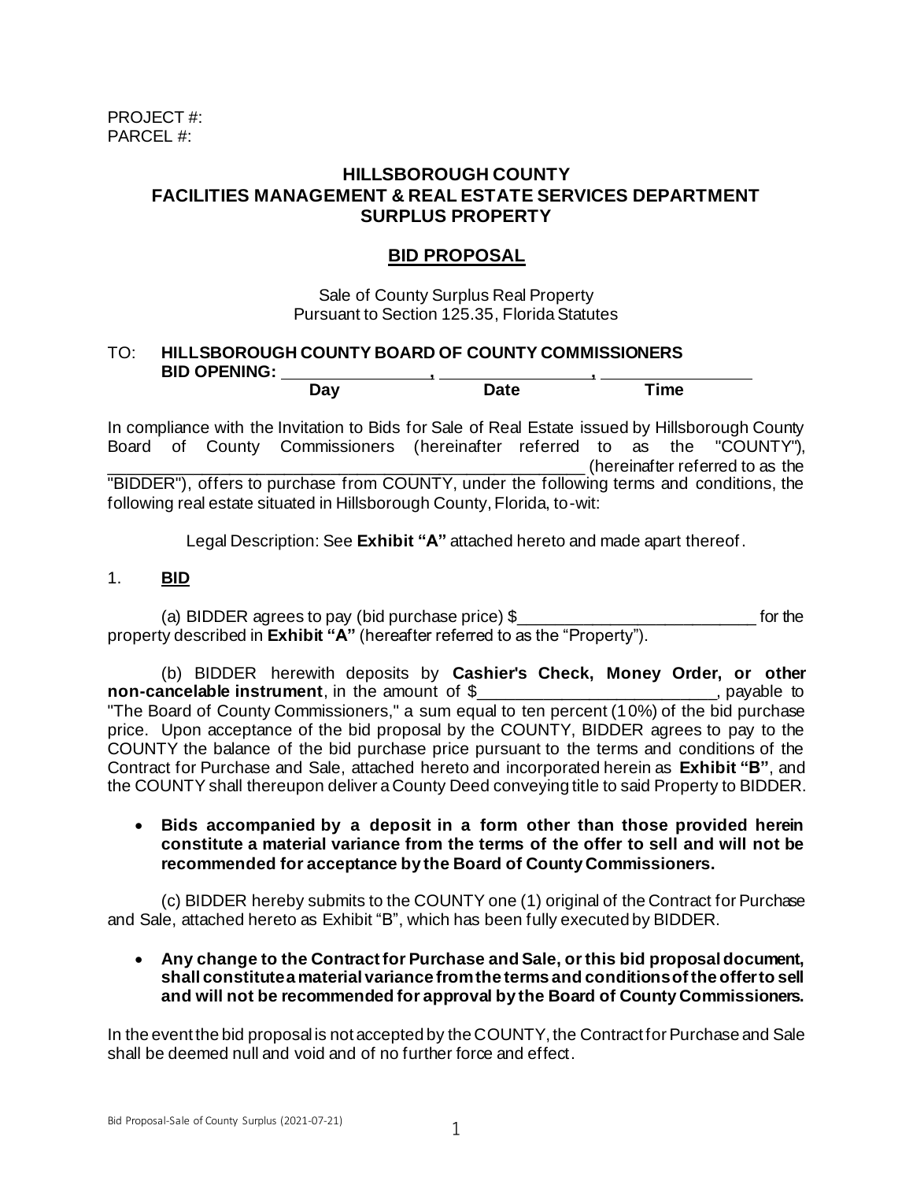PROJECT #:
PARCEL #:

## HILLSBOROUGH COUNTY
## FACILITIES MANAGEMENT & REAL ESTATE SERVICES DEPARTMENT
## SURPLUS PROPERTY

## BID PROPOSAL

Sale of County Surplus Real Property
Pursuant to Section 125.35, Florida Statutes

TO: **HILLSBOROUGH COUNTY BOARD OF COUNTY COMMISSIONERS**
**BID OPENING: \_\_\_\_\_\_\_\_\_\_\_\_\_\_\_\_, \_\_\_\_\_\_\_\_\_\_\_\_\_\_\_\_, \_\_\_\_\_\_\_\_\_\_\_\_\_\_\_\_**
**Day Date Time**

In compliance with the Invitation to Bids for Sale of Real Estate issued by Hillsborough County Board of County Commissioners (hereinafter referred to as the "COUNTY"), \_\_\_\_\_\_\_\_\_\_\_\_\_\_\_\_\_\_\_\_\_\_\_\_\_\_\_\_\_\_\_\_\_\_\_\_\_\_\_\_\_\_\_\_\_\_\_\_\_\_\_\_\_\_ (hereinafter referred to as the "BIDDER"), offers to purchase from COUNTY, under the following terms and conditions, the following real estate situated in Hillsborough County, Florida, to-wit:

Legal Description: See **Exhibit "A"** attached hereto and made apart thereof.

1. **BID**

(a) BIDDER agrees to pay (bid purchase price) $\_\_\_\_\_\_\_\_\_\_\_\_\_\_\_\_\_\_\_\_\_\_\_\_\_\_ for the property described in **Exhibit "A"** (hereafter referred to as the "Property").

(b) BIDDER herewith deposits by **Cashier's Check, Money Order, or other non-cancelable instrument**, in the amount of $\_\_\_\_\_\_\_\_\_\_\_\_\_\_\_\_\_\_\_\_\_\_\_\_\_\_, payable to "The Board of County Commissioners," a sum equal to ten percent (10%) of the bid purchase price. Upon acceptance of the bid proposal by the COUNTY, BIDDER agrees to pay to the COUNTY the balance of the bid purchase price pursuant to the terms and conditions of the Contract for Purchase and Sale, attached hereto and incorporated herein as **Exhibit "B"**, and the COUNTY shall thereupon deliver a County Deed conveying title to said Property to BIDDER.

- **Bids accompanied by a deposit in a form other than those provided herein constitute a material variance from the terms of the offer to sell and will not be recommended for acceptance by the Board of County Commissioners.**

(c) BIDDER hereby submits to the COUNTY one (1) original of the Contract for Purchase and Sale, attached hereto as Exhibit "B", which has been fully executed by BIDDER.

- **Any change to the Contract for Purchase and Sale, or this bid proposal document, shall constitute a material variance from the terms and conditions of the offer to sell and will not be recommended for approval by the Board of County Commissioners.**

In the event the bid proposal is not accepted by the COUNTY, the Contract for Purchase and Sale shall be deemed null and void and of no further force and effect.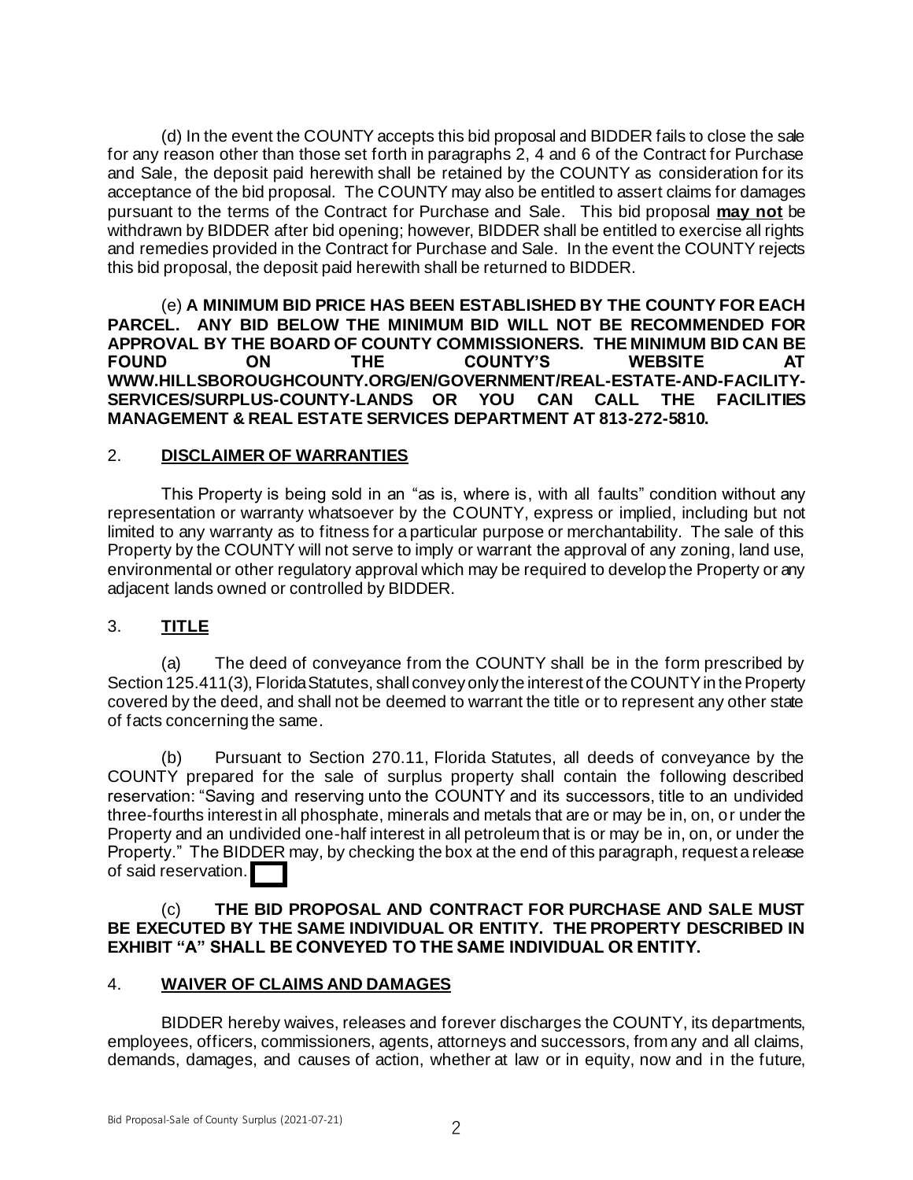(d) In the event the COUNTY accepts this bid proposal and BIDDER fails to close the sale for any reason other than those set forth in paragraphs 2, 4 and 6 of the Contract for Purchase and Sale, the deposit paid herewith shall be retained by the COUNTY as consideration for its acceptance of the bid proposal. The COUNTY may also be entitled to assert claims for damages pursuant to the terms of the Contract for Purchase and Sale. This bid proposal **may not** be withdrawn by BIDDER after bid opening; however, BIDDER shall be entitled to exercise all rights and remedies provided in the Contract for Purchase and Sale. In the event the COUNTY rejects this bid proposal, the deposit paid herewith shall be returned to BIDDER.

(e) **A MINIMUM BID PRICE HAS BEEN ESTABLISHED BY THE COUNTY FOR EACH PARCEL. ANY BID BELOW THE MINIMUM BID WILL NOT BE RECOMMENDED FOR APPROVAL BY THE BOARD OF COUNTY COMMISSIONERS. THE MINIMUM BID CAN BE FOUND ON THE COUNTY'S WEBSITE AT WWW.HILLSBOROUGHCOUNTY.ORG/EN/GOVERNMENT/REAL-ESTATE-AND-FACILITY-SERVICES/SURPLUS-COUNTY-LANDS OR YOU CAN CALL THE FACILITIES MANAGEMENT & REAL ESTATE SERVICES DEPARTMENT AT 813-272-5810.**

## 2. DISCLAIMER OF WARRANTIES

This Property is being sold in an "as is, where is, with all faults" condition without any representation or warranty whatsoever by the COUNTY, express or implied, including but not limited to any warranty as to fitness for a particular purpose or merchantability. The sale of this Property by the COUNTY will not serve to imply or warrant the approval of any zoning, land use, environmental or other regulatory approval which may be required to develop the Property or any adjacent lands owned or controlled by BIDDER.

## 3. TITLE

(a) The deed of conveyance from the COUNTY shall be in the form prescribed by Section 125.411(3), Florida Statutes, shall convey only the interest of the COUNTY in the Property covered by the deed, and shall not be deemed to warrant the title or to represent any other state of facts concerning the same.

(b) Pursuant to Section 270.11, Florida Statutes, all deeds of conveyance by the COUNTY prepared for the sale of surplus property shall contain the following described reservation: "Saving and reserving unto the COUNTY and its successors, title to an undivided three-fourths interest in all phosphate, minerals and metals that are or may be in, on, or under the Property and an undivided one-half interest in all petroleum that is or may be in, on, or under the Property." The BIDDER may, by checking the box at the end of this paragraph, request a release of said reservation. ☐

(c) **THE BID PROPOSAL AND CONTRACT FOR PURCHASE AND SALE MUST BE EXECUTED BY THE SAME INDIVIDUAL OR ENTITY. THE PROPERTY DESCRIBED IN EXHIBIT "A" SHALL BE CONVEYED TO THE SAME INDIVIDUAL OR ENTITY.**

## 4. WAIVER OF CLAIMS AND DAMAGES

BIDDER hereby waives, releases and forever discharges the COUNTY, its departments, employees, officers, commissioners, agents, attorneys and successors, from any and all claims, demands, damages, and causes of action, whether at law or in equity, now and in the future,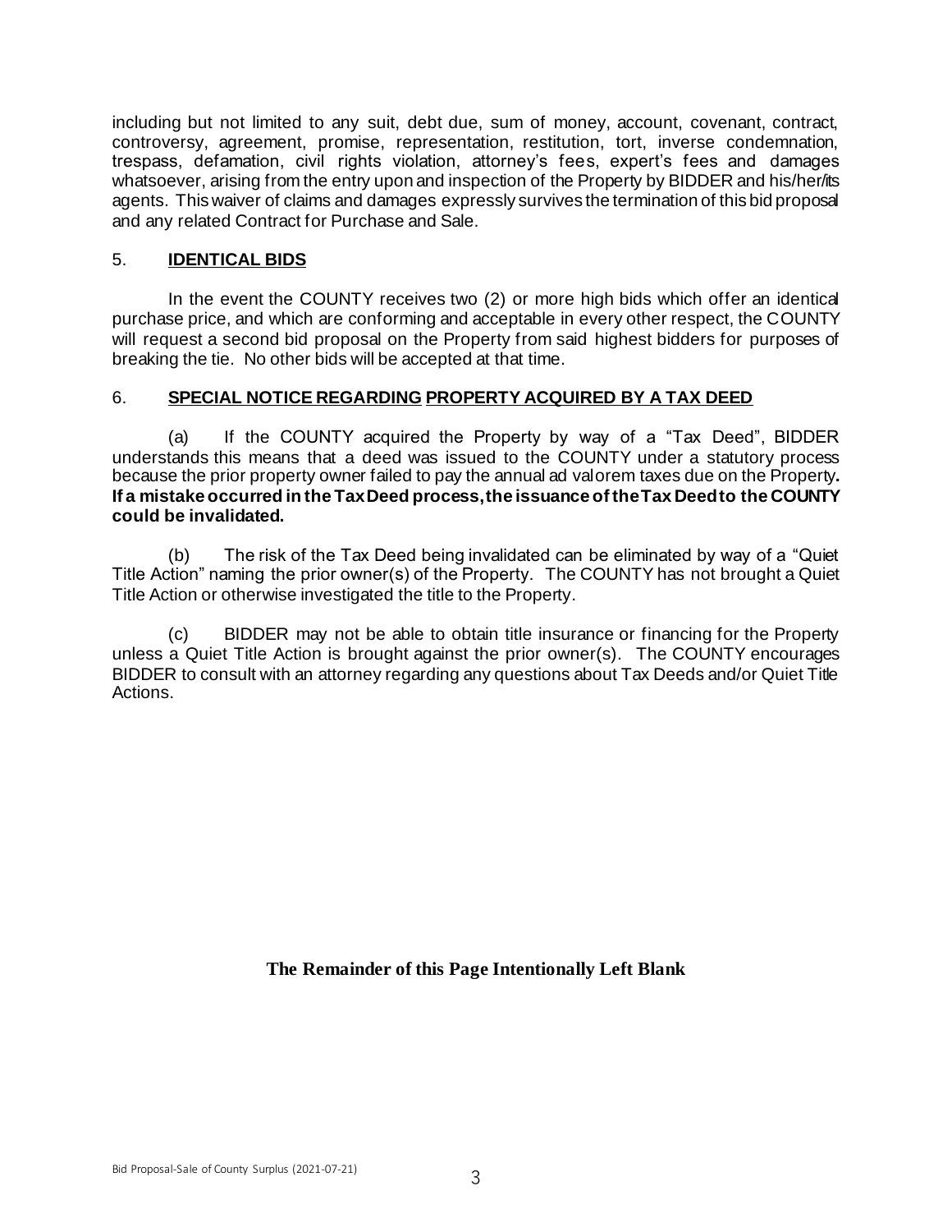including but not limited to any suit, debt due, sum of money, account, covenant, contract, controversy, agreement, promise, representation, restitution, tort, inverse condemnation, trespass, defamation, civil rights violation, attorney's fees, expert's fees and damages whatsoever, arising from the entry upon and inspection of the Property by BIDDER and his/her/its agents. This waiver of claims and damages expressly survives the termination of this bid proposal and any related Contract for Purchase and Sale.

## 5. **IDENTICAL BIDS**

In the event the COUNTY receives two (2) or more high bids which offer an identical purchase price, and which are conforming and acceptable in every other respect, the COUNTY will request a second bid proposal on the Property from said highest bidders for purposes of breaking the tie. No other bids will be accepted at that time.

## 6. **SPECIAL NOTICE REGARDING PROPERTY ACQUIRED BY A TAX DEED**

(a) If the COUNTY acquired the Property by way of a "Tax Deed", BIDDER understands this means that a deed was issued to the COUNTY under a statutory process because the prior property owner failed to pay the annual ad valorem taxes due on the Property. **If a mistake occurred in the Tax Deed process, the issuance of the Tax Deed to the COUNTY could be invalidated.**

(b) The risk of the Tax Deed being invalidated can be eliminated by way of a "Quiet Title Action" naming the prior owner(s) of the Property. The COUNTY has not brought a Quiet Title Action or otherwise investigated the title to the Property.

(c) BIDDER may not be able to obtain title insurance or financing for the Property unless a Quiet Title Action is brought against the prior owner(s). The COUNTY encourages BIDDER to consult with an attorney regarding any questions about Tax Deeds and/or Quiet Title Actions.

**The Remainder of this Page Intentionally Left Blank**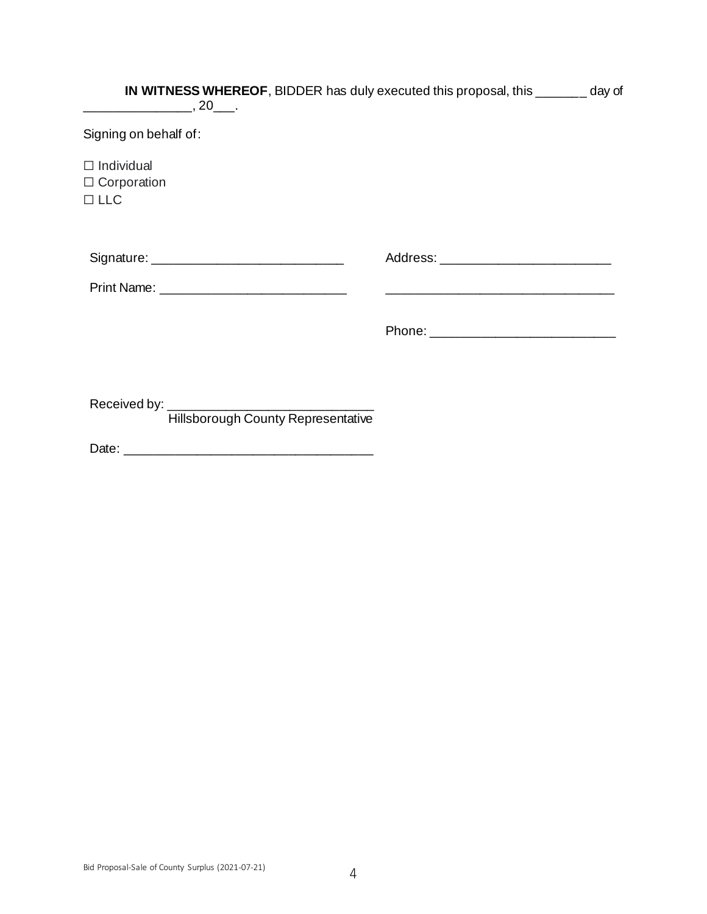**IN WITNESS WHEREOF**, BIDDER has duly executed this proposal, this _______ day of _______________, 20___.

Signing on behalf of:

☐ Individual
☐ Corporation
☐ LLC

Signature: ___________________________

Print Name: __________________________

Address: ________________________

________________________________

Phone: __________________________

Received by: ____________________________
Hillsborough County Representative

Date: ___________________________________